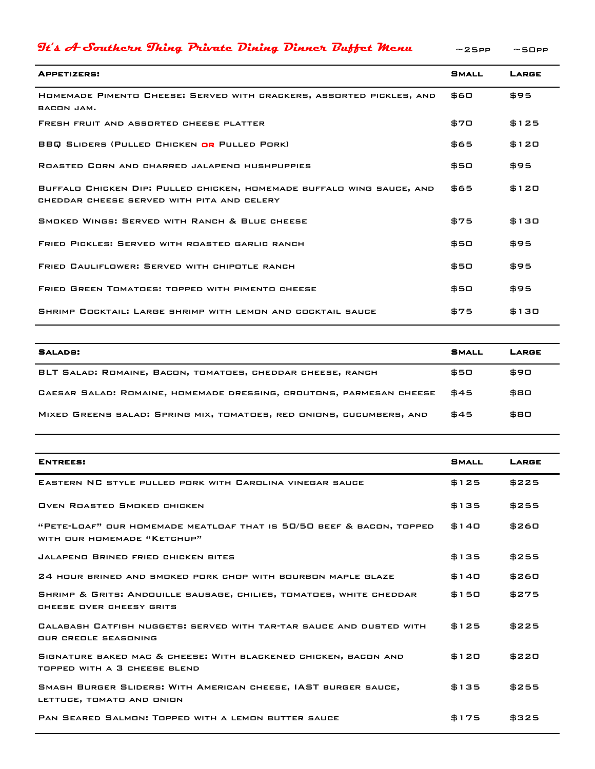# It's A Southern Thing Private Dining Dinner Buffet Menu

| Appetizers: | Small (~25pp) | Large (~50pp) |
|---|---|---|
| Homemade Pimento Cheese: Served with crackers, assorted pickles, and bacon jam. | $60 | $95 |
| Fresh fruit and assorted cheese platter | $70 | $125 |
| BBQ Sliders (Pulled Chicken **or** Pulled Pork) | $65 | $120 |
| Roasted Corn and charred jalapeno hushpuppies | $50 | $95 |
| Buffalo Chicken Dip: Pulled chicken, homemade buffalo wing sauce, and cheddar cheese served with pita and celery | $65 | $120 |
| Smoked Wings: Served with Ranch & Blue cheese | $75 | $130 |
| Fried Pickles: Served with roasted garlic ranch | $50 | $95 |
| Fried Cauliflower: Served with chipotle ranch | $50 | $95 |
| Fried Green Tomatoes: topped with pimento cheese | $50 | $95 |
| Shrimp Cocktail: Large shrimp with lemon and cocktail sauce | $75 | $130 |

| Salads: | Small | Large |
|---|---|---|
| BLT Salad: Romaine, Bacon, tomatoes, cheddar cheese, ranch | $50 | $90 |
| Caesar Salad: Romaine, homemade dressing, croutons, parmesan cheese | $45 | $80 |
| Mixed Greens salad: Spring mix, tomatoes, red onions, cucumbers, and | $45 | $80 |

| Entrees: | Small | Large |
|---|---|---|
| Eastern NC style pulled pork with Carolina vinegar sauce | $125 | $225 |
| Oven Roasted Smoked chicken | $135 | $255 |
| "Pete-Loaf" our homemade meatloaf that is 50/50 beef & bacon, topped with our homemade "Ketchup" | $140 | $260 |
| Jalapeno Brined fried chicken bites | $135 | $255 |
| 24 hour brined and smoked pork chop with bourbon maple glaze | $140 | $260 |
| Shrimp & Grits: Andouille sausage, chilies, tomatoes, white cheddar cheese over cheesy grits | $150 | $275 |
| Calabash Catfish nuggets: served with tar-tar sauce and dusted with our creole seasoning | $125 | $225 |
| Signature baked mac & cheese: With blackened chicken, bacon and topped with a 3 cheese blend | $120 | $220 |
| Smash Burger Sliders: With American cheese, IAST burger sauce, lettuce, tomato and onion | $135 | $255 |
| Pan Seared Salmon: Topped with a lemon butter sauce | $175 | $325 |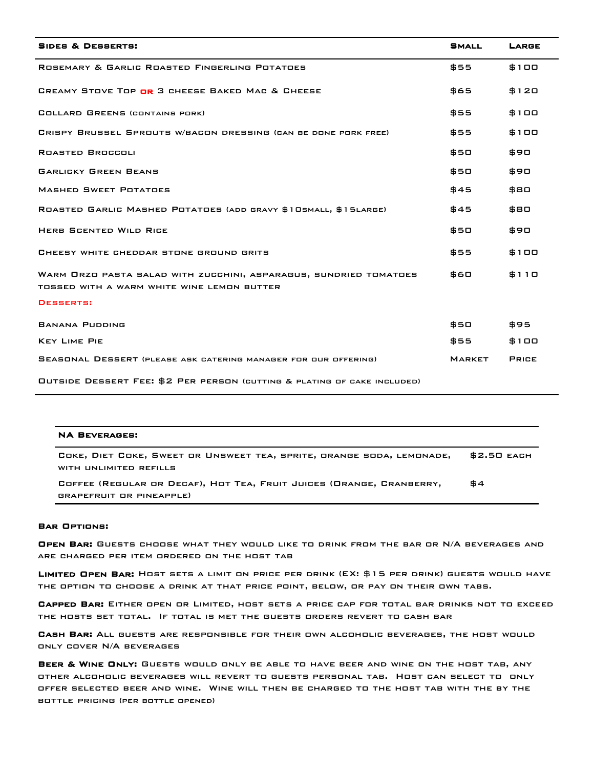| Sides & Desserts: | Small | Large |
|---|---|---|
| Rosemary & Garlic Roasted Fingerling Potatoes | $55 | $100 |
| Creamy Stove Top **or** 3 cheese Baked Mac & Cheese | $65 | $120 |
| Collard Greens (contains pork) | $55 | $100 |
| Crispy Brussel Sprouts w/bacon dressing (can be done pork free) | $55 | $100 |
| Roasted Broccoli | $50 | $90 |
| Garlicky Green Beans | $50 | $90 |
| Mashed Sweet Potatoes | $45 | $80 |
| Roasted Garlic Mashed Potatoes (add gravy $10small, $15large) | $45 | $80 |
| Herb Scented Wild Rice | $50 | $90 |
| Cheesy white cheddar stone ground grits | $55 | $100 |
| Warm Orzo pasta salad with zucchini, asparagus, sundried tomatoes tossed with a warm white wine lemon butter | $60 | $110 |
| **Desserts:** | | |
| Banana Pudding | $50 | $95 |
| Key Lime Pie | $55 | $100 |
| Seasonal Dessert (please ask catering manager for our offering) | Market | Price |
| Outside Dessert Fee: $2 Per person (cutting & plating of cake included) | | |

| NA Beverages: | |
|---|---|
| Coke, Diet Coke, Sweet or Unsweet tea, sprite, orange soda, lemonade, with unlimited refills | $2.50 each |
| Coffee (Regular or Decaf), Hot Tea, Fruit Juices (Orange, Cranberry, grapefruit or pineapple) | $4 |

**Bar Options:**

**Open Bar:** Guests choose what they would like to drink from the bar or N/A beverages and are charged per item ordered on the host tab

**Limited Open Bar:** Host sets a limit on price per drink (EX: $15 per drink) guests would have the option to choose a drink at that price point, below, or pay on their own tabs.

**Capped Bar:** Either open or Limited, host sets a price cap for total bar drinks not to exceed the hosts set total. If total is met the guests orders revert to cash bar

**Cash Bar:** All guests are responsible for their own alcoholic beverages, the host would only cover N/A beverages

**Beer & Wine Only:** Guests would only be able to have beer and wine on the host tab, any other alcoholic beverages will revert to guests personal tab. Host can select to only offer selected beer and wine. Wine will then be charged to the host tab with the by the bottle pricing (per bottle opened)